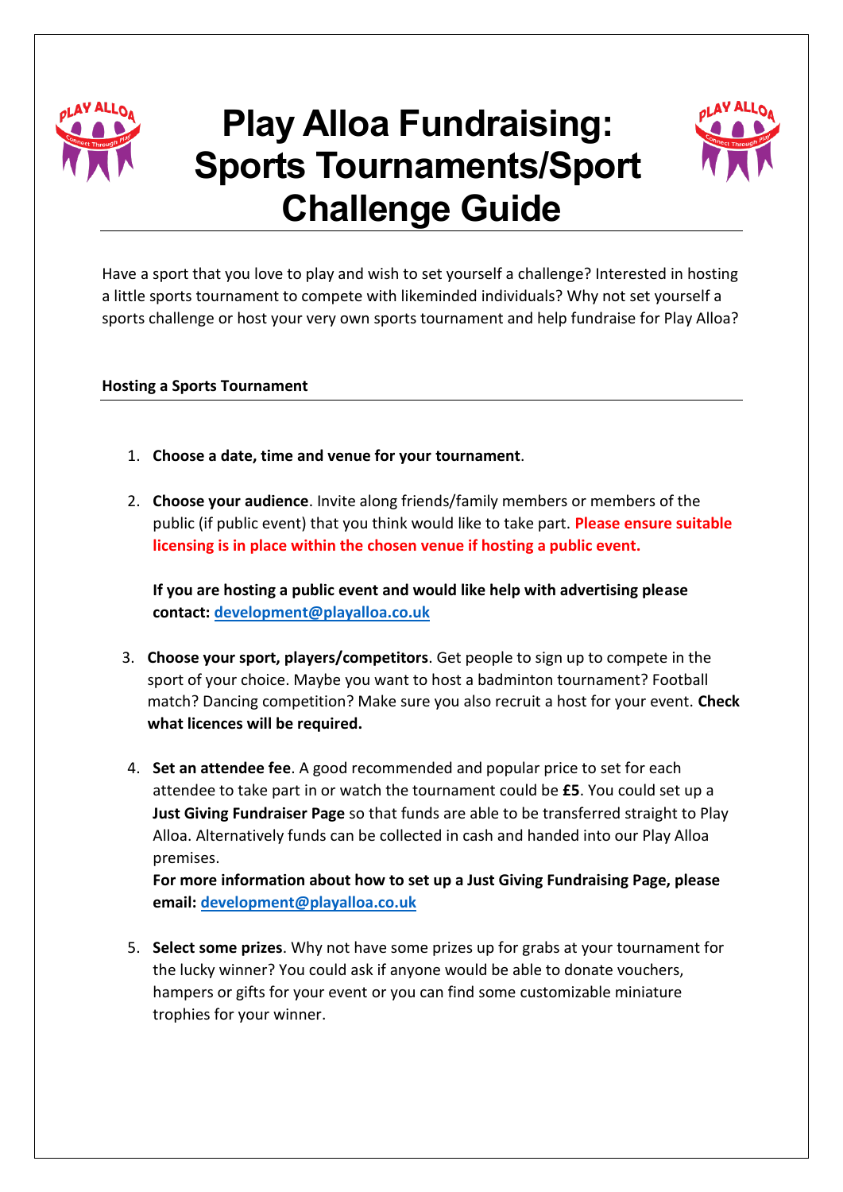# Play Alloa Fundraising: Sports Tournaments/Sport Challenge Guide

Have a sport that you love to play and wish to set yourself a challenge? Interested in hosting a little sports tournament to compete with likeminded individuals? Why not set yourself a sports challenge or host your very own sports tournament and help fundraise for Play Alloa?

## Hosting a Sports Tournament

1. **Choose a date, time and venue for your tournament**.

2. **Choose your audience**. Invite along friends/family members or members of the public (if public event) that you think would like to take part. **Please ensure suitable licensing is in place within the chosen venue if hosting a public event.**

   **If you are hosting a public event and would like help with advertising please contact: development@playalloa.co.uk**

3. **Choose your sport, players/competitors**. Get people to sign up to compete in the sport of your choice. Maybe you want to host a badminton tournament? Football match? Dancing competition? Make sure you also recruit a host for your event. **Check what licences will be required.**

4. **Set an attendee fee**. A good recommended and popular price to set for each attendee to take part in or watch the tournament could be **£5**. You could set up a **Just Giving Fundraiser Page** so that funds are able to be transferred straight to Play Alloa. Alternatively funds can be collected in cash and handed into our Play Alloa premises.
   **For more information about how to set up a Just Giving Fundraising Page, please email: development@playalloa.co.uk**

5. **Select some prizes**. Why not have some prizes up for grabs at your tournament for the lucky winner? You could ask if anyone would be able to donate vouchers, hampers or gifts for your event or you can find some customizable miniature trophies for your winner.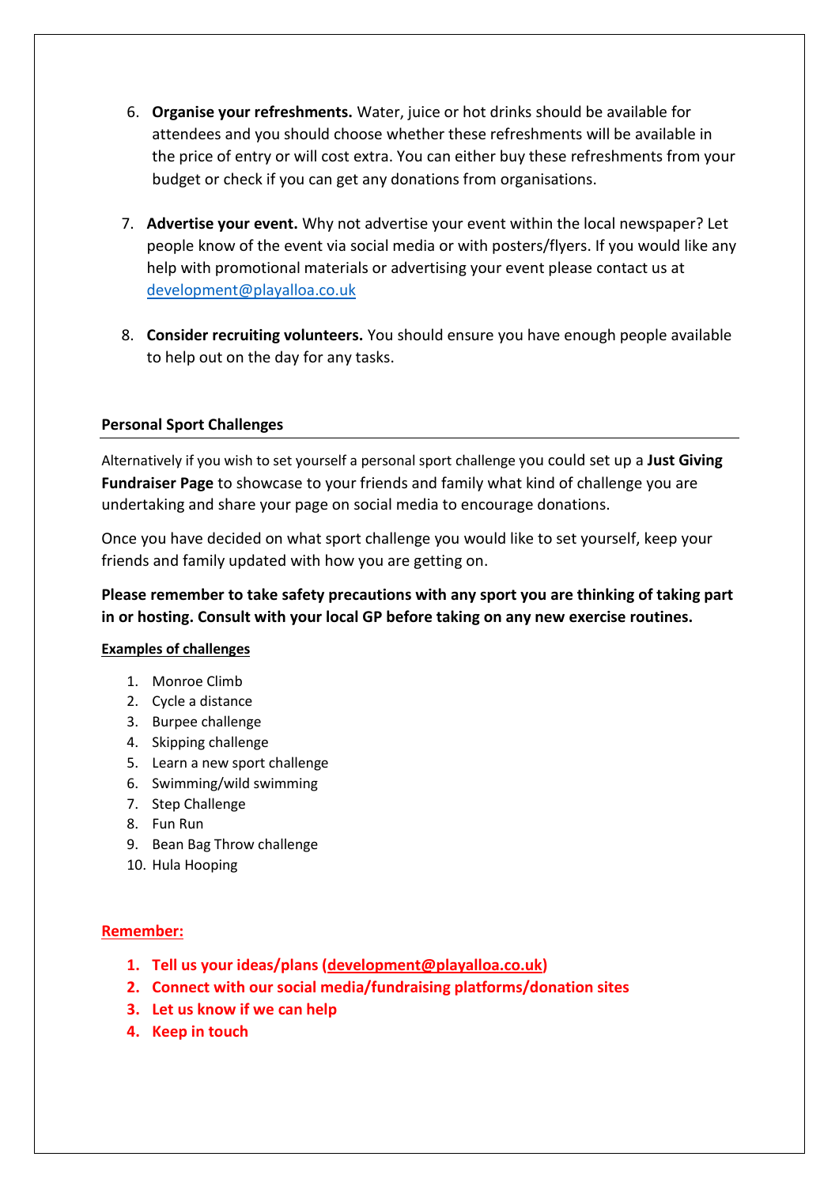6. **Organise your refreshments.** Water, juice or hot drinks should be available for attendees and you should choose whether these refreshments will be available in the price of entry or will cost extra. You can either buy these refreshments from your budget or check if you can get any donations from organisations.

7. **Advertise your event.** Why not advertise your event within the local newspaper? Let people know of the event via social media or with posters/flyers. If you would like any help with promotional materials or advertising your event please contact us at development@playalloa.co.uk

8. **Consider recruiting volunteers.** You should ensure you have enough people available to help out on the day for any tasks.

## Personal Sport Challenges

Alternatively if you wish to set yourself a personal sport challenge you could set up a **Just Giving Fundraiser Page** to showcase to your friends and family what kind of challenge you are undertaking and share your page on social media to encourage donations.

Once you have decided on what sport challenge you would like to set yourself, keep your friends and family updated with how you are getting on.

**Please remember to take safety precautions with any sport you are thinking of taking part in or hosting. Consult with your local GP before taking on any new exercise routines.**

**Examples of challenges**

1. Monroe Climb
2. Cycle a distance
3. Burpee challenge
4. Skipping challenge
5. Learn a new sport challenge
6. Swimming/wild swimming
7. Step Challenge
8. Fun Run
9. Bean Bag Throw challenge
10. Hula Hooping

**Remember:**

1. **Tell us your ideas/plans (development@playalloa.co.uk)**
2. **Connect with our social media/fundraising platforms/donation sites**
3. **Let us know if we can help**
4. **Keep in touch**